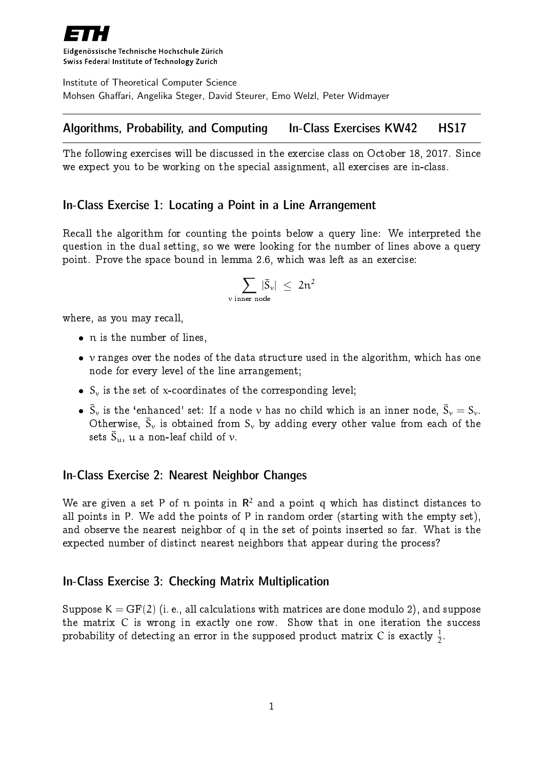**ETH**

Eidgenössische Technische Hochschule Zürich
Swiss Federal Institute of Technology Zurich

Institute of Theoretical Computer Science
Mohsen Ghaffari, Angelika Steger, David Steurer, Emo Welzl, Peter Widmayer

---

## Algorithms, Probability, and Computing    In-Class Exercises KW42    HS17

---

The following exercises will be discussed in the exercise class on October 18, 2017. Since we expect you to be working on the special assignment, all exercises are in-class.

### In-Class Exercise 1: Locating a Point in a Line Arrangement

Recall the algorithm for counting the points below a query line: We interpreted the question in the dual setting, so we were looking for the number of lines above a query point. Prove the space bound in lemma 2.6, which was left as an exercise:

$$\sum_{v \text{ inner node}} |\bar{S}_v| \leq 2n^2$$

where, as you may recall,

- $n$ is the number of lines,
- $v$ ranges over the nodes of the data structure used in the algorithm, which has one node for every level of the line arrangement;
- $S_v$ is the set of $x$-coordinates of the corresponding level;
- $\bar{S}_v$ is the 'enhanced' set: If a node $v$ has no child which is an inner node, $\bar{S}_v = S_v$. Otherwise, $\bar{S}_v$ is obtained from $S_v$ by adding every other value from each of the sets $\bar{S}_u$, $u$ a non-leaf child of $v$.

### In-Class Exercise 2: Nearest Neighbor Changes

We are given a set $P$ of $n$ points in $\mathbb{R}^2$ and a point $q$ which has distinct distances to all points in $P$. We add the points of $P$ in random order (starting with the empty set), and observe the nearest neighbor of $q$ in the set of points inserted so far. What is the expected number of distinct nearest neighbors that appear during the process?

### In-Class Exercise 3: Checking Matrix Multiplication

Suppose $K = GF(2)$ (i. e., all calculations with matrices are done modulo 2), and suppose the matrix $C$ is wrong in exactly one row. Show that in one iteration the success probability of detecting an error in the supposed product matrix $C$ is exactly $\frac{1}{2}$.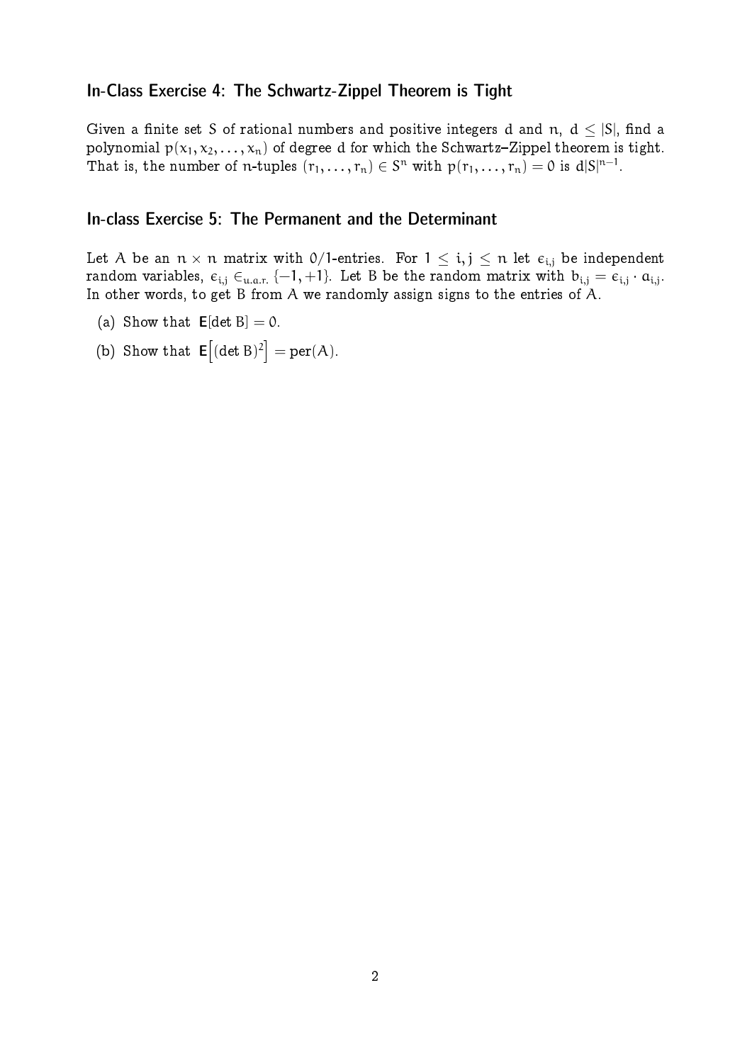## In-Class Exercise 4: The Schwartz-Zippel Theorem is Tight

Given a finite set $S$ of rational numbers and positive integers $d$ and $n$, $d \leq |S|$, find a polynomial $p(x_1, x_2, \ldots, x_n)$ of degree $d$ for which the Schwartz–Zippel theorem is tight. That is, the number of $n$-tuples $(r_1, \ldots, r_n) \in S^n$ with $p(r_1, \ldots, r_n) = 0$ is $d|S|^{n-1}$.

## In-class Exercise 5: The Permanent and the Determinant

Let $A$ be an $n \times n$ matrix with $0/1$-entries. For $1 \leq i, j \leq n$ let $\epsilon_{i,j}$ be independent random variables, $\epsilon_{i,j} \in_{u.a.r.} \{-1, +1\}$. Let $B$ be the random matrix with $b_{i,j} = \epsilon_{i,j} \cdot a_{i,j}$. In other words, to get $B$ from $A$ we randomly assign signs to the entries of $A$.

(a) Show that $\mathbf{E}[\det B] = 0$.

(b) Show that $\mathbf{E}\left[(\det B)^2\right] = \mathrm{per}(A)$.